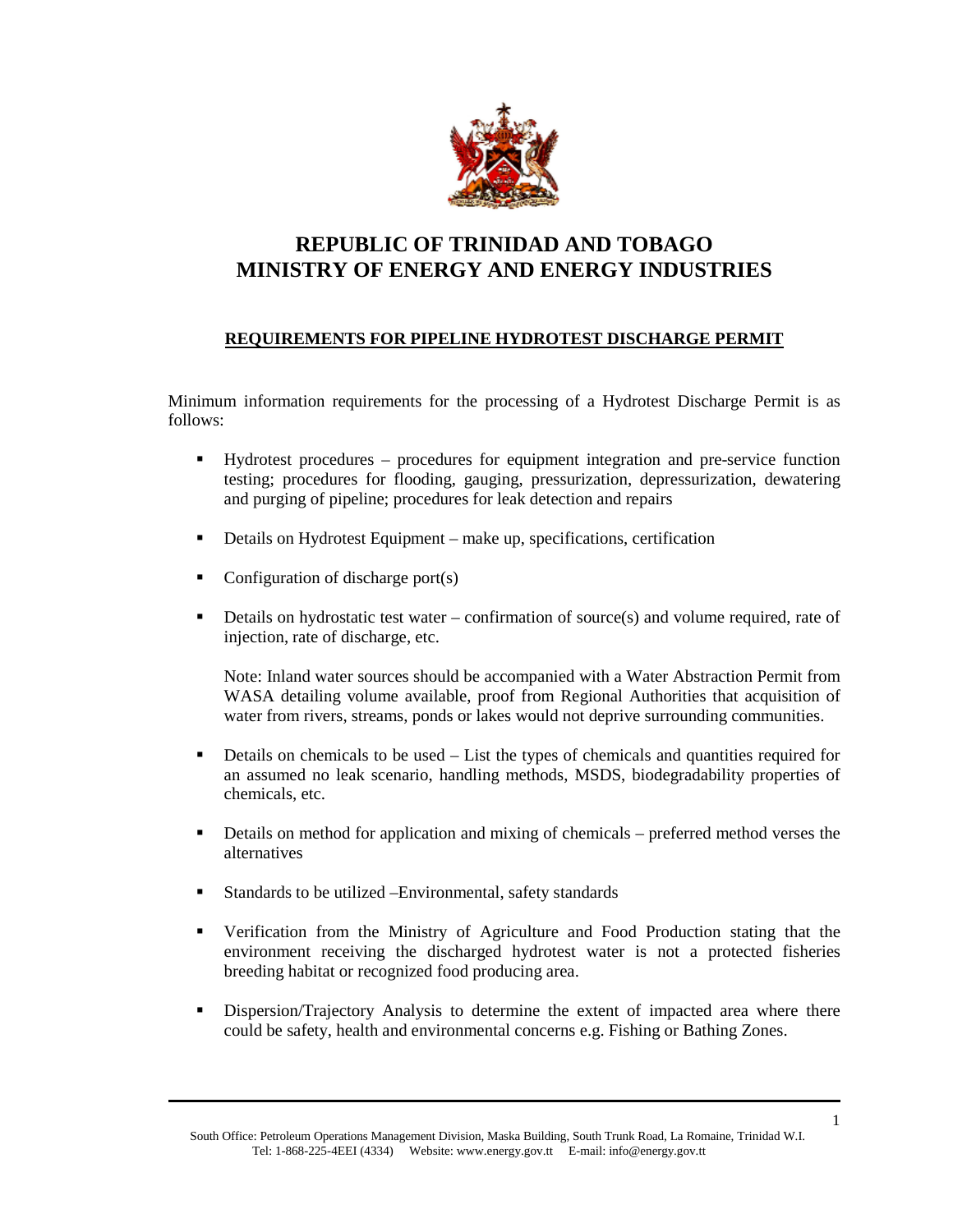# REPUBLIC OF TRINIDAD AND TOBAGO
# MINISTRY OF ENERGY AND ENERGY INDUSTRIES

## REQUIREMENTS FOR PIPELINE HYDROTEST DISCHARGE PERMIT

Minimum information requirements for the processing of a Hydrotest Discharge Permit is as follows:

- Hydrotest procedures – procedures for equipment integration and pre-service function testing; procedures for flooding, gauging, pressurization, depressurization, dewatering and purging of pipeline; procedures for leak detection and repairs

- Details on Hydrotest Equipment – make up, specifications, certification

- Configuration of discharge port(s)

- Details on hydrostatic test water – confirmation of source(s) and volume required, rate of injection, rate of discharge, etc.

  Note: Inland water sources should be accompanied with a Water Abstraction Permit from WASA detailing volume available, proof from Regional Authorities that acquisition of water from rivers, streams, ponds or lakes would not deprive surrounding communities.

- Details on chemicals to be used – List the types of chemicals and quantities required for an assumed no leak scenario, handling methods, MSDS, biodegradability properties of chemicals, etc.

- Details on method for application and mixing of chemicals – preferred method verses the alternatives

- Standards to be utilized –Environmental, safety standards

- Verification from the Ministry of Agriculture and Food Production stating that the environment receiving the discharged hydrotest water is not a protected fisheries breeding habitat or recognized food producing area.

- Dispersion/Trajectory Analysis to determine the extent of impacted area where there could be safety, health and environmental concerns e.g. Fishing or Bathing Zones.

South Office: Petroleum Operations Management Division, Maska Building, South Trunk Road, La Romaine, Trinidad W.I.
Tel: 1-868-225-4EEI (4334) Website: www.energy.gov.tt E-mail: info@energy.gov.tt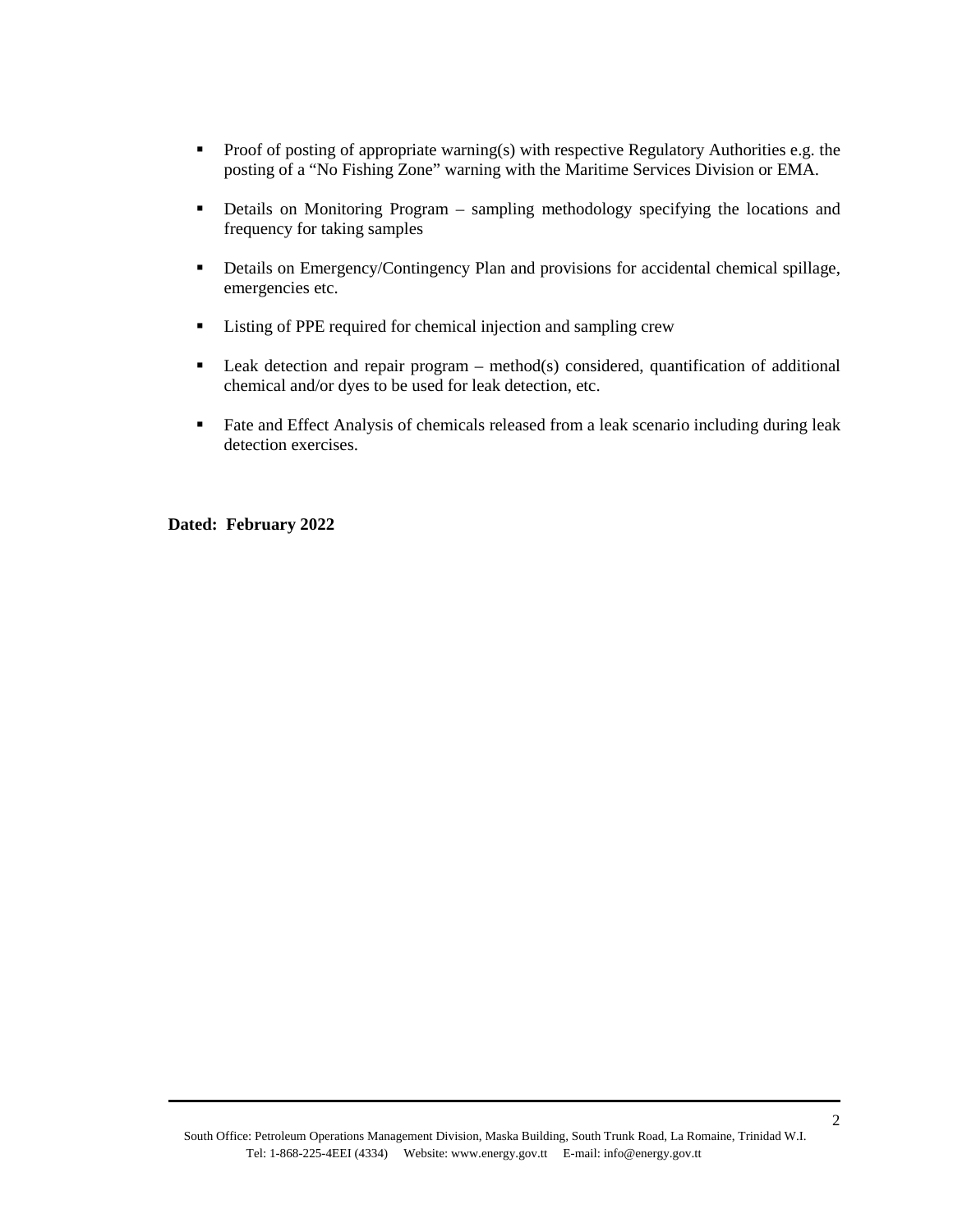- Proof of posting of appropriate warning(s) with respective Regulatory Authorities e.g. the posting of a "No Fishing Zone" warning with the Maritime Services Division or EMA.

- Details on Monitoring Program – sampling methodology specifying the locations and frequency for taking samples

- Details on Emergency/Contingency Plan and provisions for accidental chemical spillage, emergencies etc.

- Listing of PPE required for chemical injection and sampling crew

- Leak detection and repair program – method(s) considered, quantification of additional chemical and/or dyes to be used for leak detection, etc.

- Fate and Effect Analysis of chemicals released from a leak scenario including during leak detection exercises.

**Dated: February 2022**